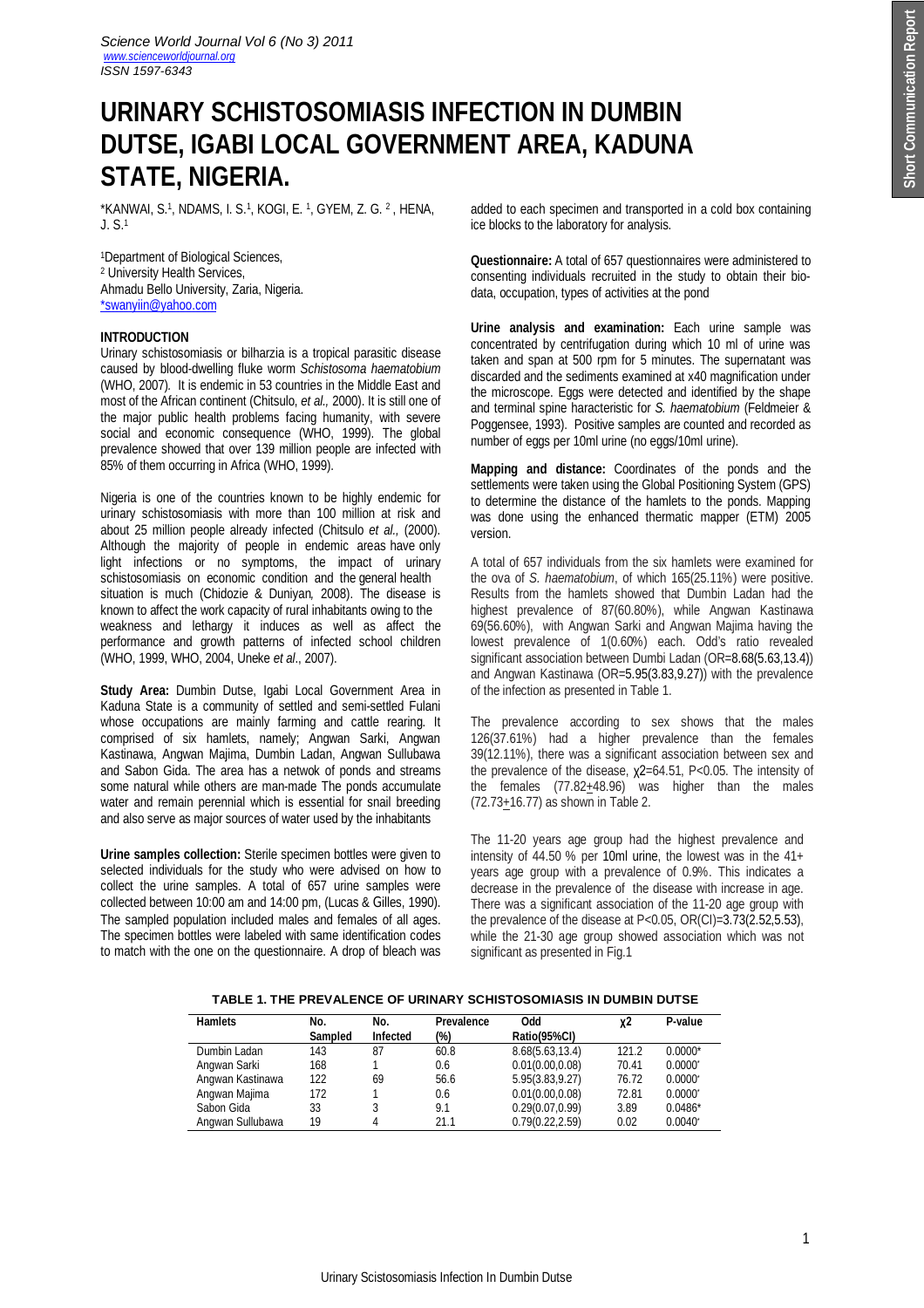# URINARY SCHISTOSOMIASIS INFECTION IN DUMBIN DUTSE, IGABI LOCAL GOVERNMENT AREA, KADUNA STATE, NIGERIA.

\*KANWAI, S.[1], NDAMS, I. S.[1], KOGI, E. [1], GYEM, Z. G. [2], HENA, J. S.[1]

[1]Department of Biological Sciences,
[2] University Health Services,
Ahmadu Bello University, Zaria, Nigeria.
\*swanyiin@yahoo.com

## INTRODUCTION

Urinary schistosomiasis or bilharzia is a tropical parasitic disease caused by blood-dwelling fluke worm *Schistosoma haematobium* (WHO, 2007). It is endemic in 53 countries in the Middle East and most of the African continent (Chitsulo, *et al.,* 2000). It is still one of the major public health problems facing humanity, with severe social and economic consequence (WHO, 1999). The global prevalence showed that over 139 million people are infected with 85% of them occurring in Africa (WHO, 1999).

Nigeria is one of the countries known to be highly endemic for urinary schistosomiasis with more than 100 million at risk and about 25 million people already infected (Chitsulo *et al.,* (2000). Although the majority of people in endemic areas have only light infections or no symptoms, the impact of urinary schistosomiasis on economic condition and the general health situation is much (Chidozie & Duniyan*,* 2008). The disease is known to affect the work capacity of rural inhabitants owing to the weakness and lethargy it induces as well as affect the performance and growth patterns of infected school children (WHO, 1999, WHO, 2004, Uneke *et al*., 2007).

**Study Area:** Dumbin Dutse, Igabi Local Government Area in Kaduna State is a community of settled and semi-settled Fulani whose occupations are mainly farming and cattle rearing. It comprised of six hamlets, namely; Angwan Sarki, Angwan Kastinawa, Angwan Majima, Dumbin Ladan, Angwan Sullubawa and Sabon Gida. The area has a netwok of ponds and streams some natural while others are man-made The ponds accumulate water and remain perennial which is essential for snail breeding and also serve as major sources of water used by the inhabitants

**Urine samples collection:** Sterile specimen bottles were given to selected individuals for the study who were advised on how to collect the urine samples. A total of 657 urine samples were collected between 10:00 am and 14:00 pm, (Lucas & Gilles, 1990). The sampled population included males and females of all ages. The specimen bottles were labeled with same identification codes to match with the one on the questionnaire. A drop of bleach was added to each specimen and transported in a cold box containing ice blocks to the laboratory for analysis.

**Questionnaire:** A total of 657 questionnaires were administered to consenting individuals recruited in the study to obtain their bio-data, occupation, types of activities at the pond

**Urine analysis and examination:** Each urine sample was concentrated by centrifugation during which 10 ml of urine was taken and span at 500 rpm for 5 minutes. The supernatant was discarded and the sediments examined at x40 magnification under the microscope. Eggs were detected and identified by the shape and terminal spine haracteristic for *S. haematobium* (Feldmeier & Poggensee, 1993). Positive samples are counted and recorded as number of eggs per 10ml urine (no eggs/10ml urine).

**Mapping and distance:** Coordinates of the ponds and the settlements were taken using the Global Positioning System (GPS) to determine the distance of the hamlets to the ponds. Mapping was done using the enhanced thermatic mapper (ETM) 2005 version.

A total of 657 individuals from the six hamlets were examined for the ova of *S. haematobium*, of which 165(25.11%) were positive. Results from the hamlets showed that Dumbin Ladan had the highest prevalence of 87(60.80%), while Angwan Kastinawa 69(56.60%), with Angwan Sarki and Angwan Majima having the lowest prevalence of 1(0.60%) each. Odd's ratio revealed significant association between Dumbi Ladan (OR=8.68(5.63,13.4)) and Angwan Kastinawa (OR=5.95(3.83,9.27)) with the prevalence of the infection as presented in Table 1.

The prevalence according to sex shows that the males 126(37.61%) had a higher prevalence than the females 39(12.11%), there was a significant association between sex and the prevalence of the disease, $\chi^2$=64.51, P<0.05. The intensity of the females (77.82$\pm$48.96) was higher than the males (72.73$\pm$16.77) as shown in Table 2.

The 11-20 years age group had the highest prevalence and intensity of 44.50 % per 10ml urine, the lowest was in the 41+ years age group with a prevalence of 0.9%. This indicates a decrease in the prevalence of the disease with increase in age. There was a significant association of the 11-20 age group with the prevalence of the disease at P<0.05, OR(CI)=3.73(2.52,5.53), while the 21-30 age group showed association which was not significant as presented in Fig.1

**TABLE 1. THE PREVALENCE OF URINARY SCHISTOSOMIASIS IN DUMBIN DUTSE**

| Hamlets | No. Sampled | No. Infected | Prevalence (%) | Odd Ratio(95%CI) | $\chi^2$ | P-value |
|---|---|---|---|---|---|---|
| Dumbin Ladan | 143 | 87 | 60.8 | 8.68(5.63,13.4) | 121.2 | 0.0000\* |
| Angwan Sarki | 168 | 1 | 0.6 | 0.01(0.00,0.08) | 70.41 | 0.0000\* |
| Angwan Kastinawa | 122 | 69 | 56.6 | 5.95(3.83,9.27) | 76.72 | 0.0000\* |
| Angwan Majima | 172 | 1 | 0.6 | 0.01(0.00,0.08) | 72.81 | 0.0000\* |
| Sabon Gida | 33 | 3 | 9.1 | 0.29(0.07,0.99) | 3.89 | 0.0486\* |
| Angwan Sullubawa | 19 | 4 | 21.1 | 0.79(0.22,2.59) | 0.02 | 0.0040\* |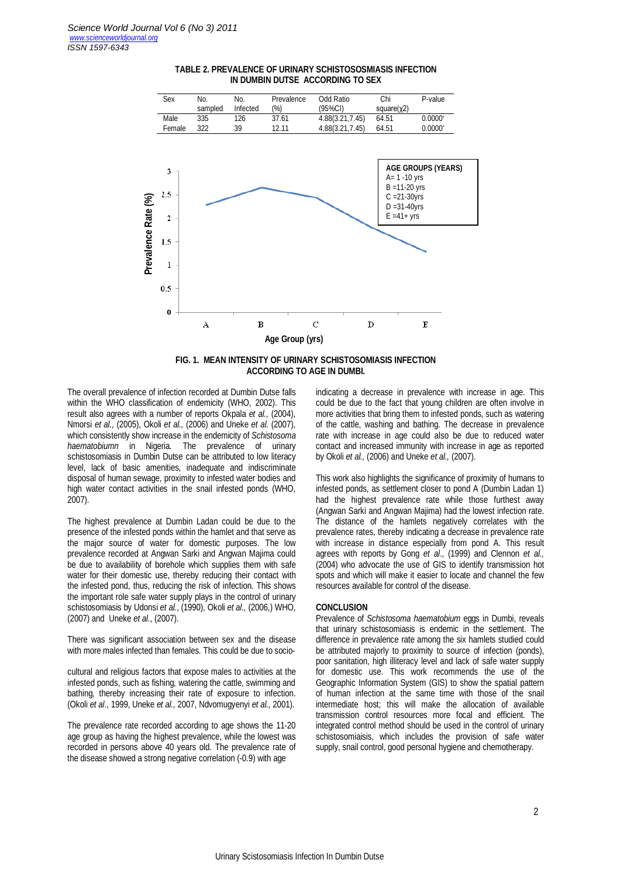**TABLE 2. PREVALENCE OF URINARY SCHISTOSOSMIASIS INFECTION IN DUMBIN DUTSE ACCORDING TO SEX**

| Sex | No. sampled | No. Infected | Prevalence (%) | Odd Ratio (95%CI) | Chi square($\chi 2$) | P-value |
|---|---|---|---|---|---|---|
| Male | 335 | 126 | 37.61 | 4.88(3.21,7.45) | 64.51 | 0.0000* |
| Female | 322 | 39 | 12.11 | 4.88(3.21,7.45) | 64.51 | 0.0000* |

**FIG. 1. MEAN INTENSITY OF URINARY SCHISTOSOMIASIS INFECTION ACCORDING TO AGE IN DUMBI.**

The overall prevalence of infection recorded at Dumbin Dutse falls within the WHO classification of endemicity (WHO, 2002). This result also agrees with a number of reports Okpala *et al.*, (2004), Nmorsi *et al.*, (2005), Okoli *et al.*, (2006) and Uneke *et al.* (2007), which consistently show increase in the endemicity of *Schistosoma haematobiumn* in Nigeria. The prevalence of urinary schistosomiasis in Dumbin Dutse can be attributed to low literacy level, lack of basic amenities, inadequate and indiscriminate disposal of human sewage, proximity to infested water bodies and high water contact activities in the snail infested ponds (WHO, 2007).

The highest prevalence at Dumbin Ladan could be due to the presence of the infested ponds within the hamlet and that serve as the major source of water for domestic purposes. The low prevalence recorded at Angwan Sarki and Angwan Majima could be due to availability of borehole which supplies them with safe water for their domestic use, thereby reducing their contact with the infested pond, thus, reducing the risk of infection. This shows the important role safe water supply plays in the control of urinary schistosomiasis by Udonsi *et al.*, (1990), Okoli *et al.*, (2006,) WHO, (2007) and Uneke *et al.*, (2007).

There was significant association between sex and the disease with more males infected than females. This could be due to socio-cultural and religious factors that expose males to activities at the infested ponds, such as fishing, watering the cattle, swimming and bathing, thereby increasing their rate of exposure to infection. (Okoli *et al.*, 1999, Uneke *et al.*, 2007, Ndvomugyenyi *et al.*, 2001).

The prevalence rate recorded according to age shows the 11-20 age group as having the highest prevalence, while the lowest was recorded in persons above 40 years old. The prevalence rate of the disease showed a strong negative correlation (-0.9) with age indicating a decrease in prevalence with increase in age. This could be due to the fact that young children are often involve in more activities that bring them to infested ponds, such as watering of the cattle, washing and bathing. The decrease in prevalence rate with increase in age could also be due to reduced water contact and increased immunity with increase in age as reported by Okoli *et al.*, (2006) and Uneke *et al.*, (2007).

This work also highlights the significance of proximity of humans to infested ponds, as settlement closer to pond A (Dumbin Ladan 1) had the highest prevalence rate while those furthest away (Angwan Sarki and Angwan Majima) had the lowest infection rate. The distance of the hamlets negatively correlates with the prevalence rates, thereby indicating a decrease in prevalence rate with increase in distance especially from pond A. This result agrees with reports by Gong *et al*., (1999) and Clennon *et al.*, (2004) who advocate the use of GIS to identify transmission hot spots and which will make it easier to locate and channel the few resources available for control of the disease.

## CONCLUSION

Prevalence of *Schistosoma haematobium* eggs in Dumbi, reveals that urinary schistosomiasis is endemic in the settlement. The difference in prevalence rate among the six hamlets studied could be attributed majorly to proximity to source of infection (ponds), poor sanitation, high illiteracy level and lack of safe water supply for domestic use. This work recommends the use of the Geographic Information System (GIS) to show the spatial pattern of human infection at the same time with those of the snail intermediate host; this will make the allocation of available transmission control resources more focal and efficient. The integrated control method should be used in the control of urinary schistosomiaisis, which includes the provision of safe water supply, snail control, good personal hygiene and chemotherapy.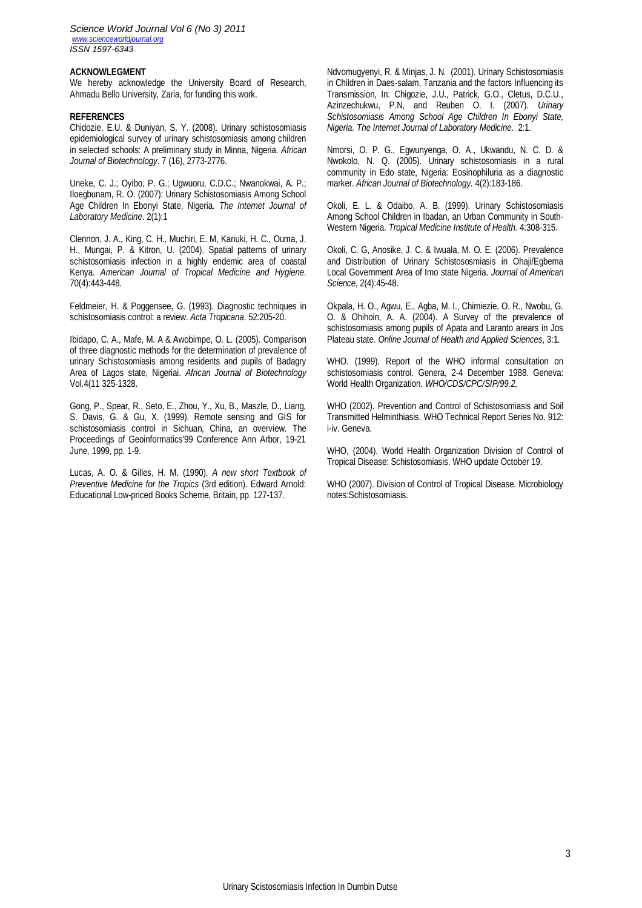**ACKNOWLEGMENT**

We hereby acknowledge the University Board of Research, Ahmadu Bello University, Zaria, for funding this work.

**REFERENCES**

Chidozie, E.U. & Duniyan, S. Y. (2008). Urinary schistosomiasis epidemiological survey of urinary schistosomiasis among children in selected schools: A preliminary study in Minna, Nigeria. *African Journal of Biotechnology*. 7 (16), 2773-2776.

Uneke, C. J.; Oyibo, P. G.; Ugwuoru, C.D.C.; Nwanokwai, A. P.; Iloegbunam, R. O. (2007): Urinary Schistosomiasis Among School Age Children In Ebonyi State, Nigeria. *The Internet Journal of Laboratory Medicine*. 2(1):1

Clennon, J. A., King, C. H., Muchiri, E. M, Kariuki, H. C., Ouma, J. H., Mungai, P. & Kitron, U. (2004). Spatial patterns of urinary schistosomiasis infection in a highly endemic area of coastal Kenya. *American Journal of Tropical Medicine and Hygiene*. 70(4):443-448.

Feldmeier, H. & Poggensee, G. (1993). Diagnostic techniques in schistosomiasis control: a review. *Acta Tropicana*. 52:205-20.

Ibidapo, C. A., Mafe, M. A & Awobimpe, O. L. (2005). Comparison of three diagnostic methods for the determination of prevalence of urinary Schistosomiasis among residents and pupils of Badagry Area of Lagos state, Nigeriai. *African Journal of Biotechnology* Vol.4(11 325-1328.

Gong, P., Spear, R., Seto, E., Zhou, Y., Xu, B., Maszle, D., Liang, S. Davis, G. & Gu, X. (1999). Remote sensing and GIS for schistosomiasis control in Sichuan, China, an overview. The Proceedings of Geoinformatics'99 Conference Ann Arbor, 19-21 June, 1999, pp. 1-9.

Lucas, A. O. & Gilles, H. M. (1990). *A new short Textbook of Preventive Medicine for the Tropics* (3rd edition). Edward Arnold: Educational Low-priced Books Scheme, Britain, pp. 127-137.

Ndvomugyenyi, R. & Minjas, J. N. (2001). Urinary Schistosomiasis in Children in Daes-salam, Tanzania and the factors Influencing its Transmission, In: Chigozie, J.U., Patrick, G.O., Cletus, D.C.U., Azinzechukwu, P.N, and Reuben O. I. (2007). *Urinary Schistosomiasis Among School Age Children In Ebonyi State, Nigeria. The Internet Journal of Laboratory Medicine.* 2:1.

Nmorsi, O. P. G., Egwunyenga, O. A., Ukwandu, N. C. D. & Nwokolo, N. Q. (2005). Urinary schistosomiasis in a rural community in Edo state, Nigeria: Eosinophiluria as a diagnostic marker. *African Journal of Biotechnology*. 4(2):183-186.

Okoli, E. L. & Odaibo, A. B. (1999). Urinary Schistosomiasis Among School Children in Ibadan, an Urban Community in South-Western Nigeria. *Tropical Medicine Institute of Health.* 4:308-315.

Okoli, C. G, Anosike, J. C. & Iwuala, M. O. E. (2006). Prevalence and Distribution of Urinary Schistososmiasis in Ohaji/Egbema Local Government Area of Imo state Nigeria. *Journal of American Science*, 2(4):45-48.

Okpala, H. O., Agwu, E., Agba, M. I., Chimiezie, O. R., Nwobu, G. O. & Ohihoin, A. A. (2004). A Survey of the prevalence of schistosomiasis among pupils of Apata and Laranto arears in Jos Plateau state. *Online Journal of Health and Applied Sciences*, 3:1.

WHO. (1999). Report of the WHO informal consultation on schistosomiasis control. Genera, 2-4 December 1988. Geneva: World Health Organization. *WHO/CDS/CPC/SIP/99.2,*

WHO (2002). Prevention and Control of Schistosomiasis and Soil Transmitted Helminthiasis. WHO Technical Report Series No. 912: i-iv. Geneva.

WHO, (2004). World Health Organization Division of Control of Tropical Disease: Schistosomiasis. WHO update October 19.

WHO (2007). Division of Control of Tropical Disease. Microbiology notes:Schistosomiasis.